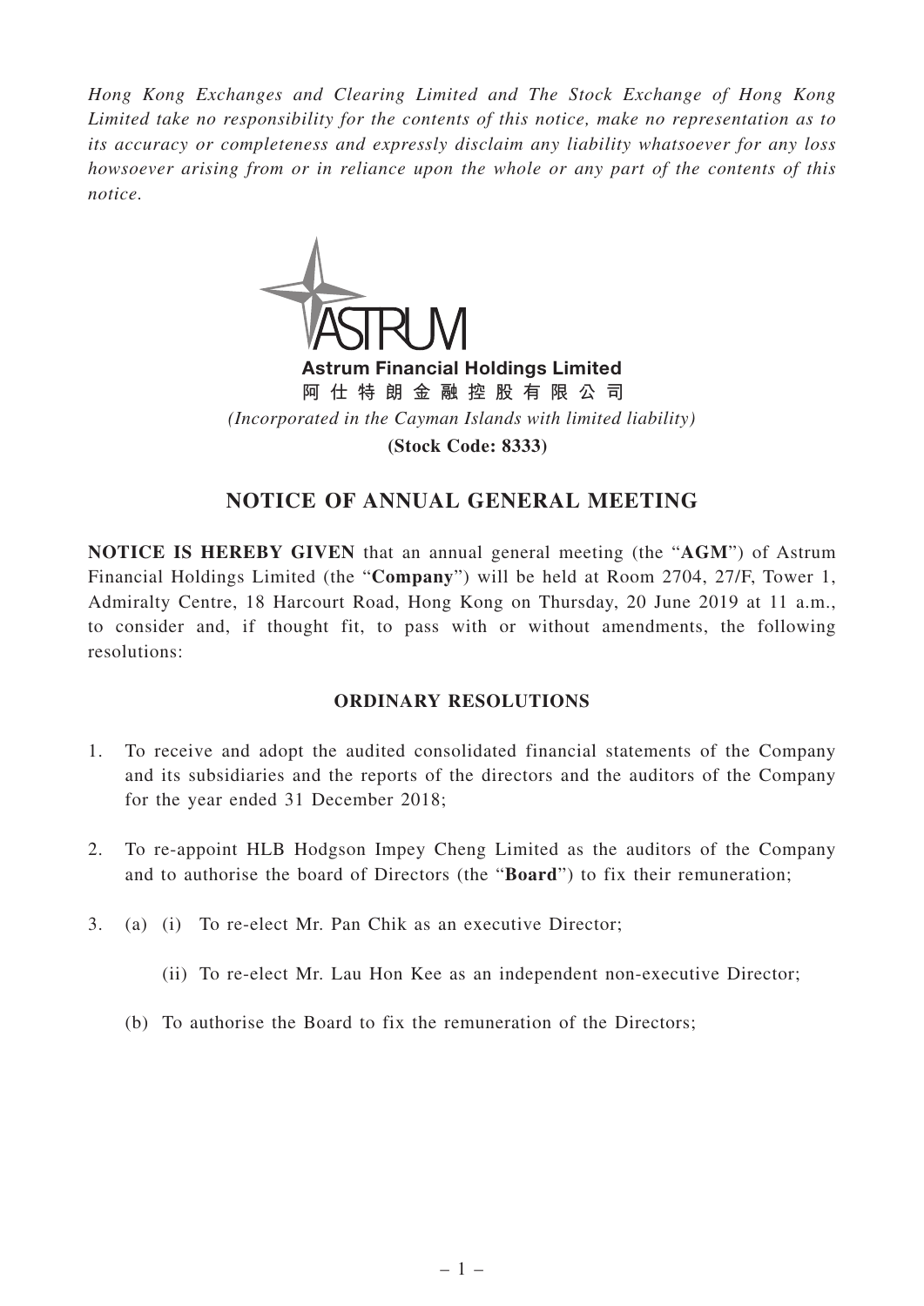*Hong Kong Exchanges and Clearing Limited and The Stock Exchange of Hong Kong Limited take no responsibility for the contents of this notice, make no representation as to its accuracy or completeness and expressly disclaim any liability whatsoever for any loss howsoever arising from or in reliance upon the whole or any part of the contents of this notice.*

**Astrum Financial Holdings Limited**

**阿仕特朗金融控股有限公司**

*(Incorporated in the Cayman Islands with limited liability)*

**(Stock Code: 8333)**

# NOTICE OF ANNUAL GENERAL MEETING

**NOTICE IS HEREBY GIVEN** that an annual general meeting (the "**AGM**") of Astrum Financial Holdings Limited (the "**Company**") will be held at Room 2704, 27/F, Tower 1, Admiralty Centre, 18 Harcourt Road, Hong Kong on Thursday, 20 June 2019 at 11 a.m., to consider and, if thought fit, to pass with or without amendments, the following resolutions:

## ORDINARY RESOLUTIONS

1. To receive and adopt the audited consolidated financial statements of the Company and its subsidiaries and the reports of the directors and the auditors of the Company for the year ended 31 December 2018;

2. To re-appoint HLB Hodgson Impey Cheng Limited as the auditors of the Company and to authorise the board of Directors (the "**Board**") to fix their remuneration;

3. (a) (i) To re-elect Mr. Pan Chik as an executive Director;

   (ii) To re-elect Mr. Lau Hon Kee as an independent non-executive Director;

   (b) To authorise the Board to fix the remuneration of the Directors;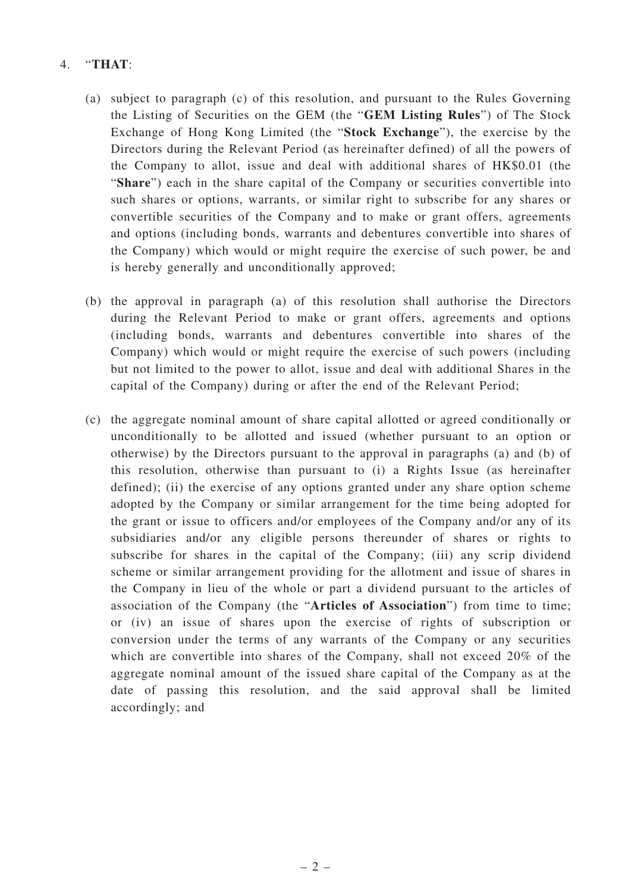4. "**THAT**:

   (a) subject to paragraph (c) of this resolution, and pursuant to the Rules Governing the Listing of Securities on the GEM (the "**GEM Listing Rules**") of The Stock Exchange of Hong Kong Limited (the "**Stock Exchange**"), the exercise by the Directors during the Relevant Period (as hereinafter defined) of all the powers of the Company to allot, issue and deal with additional shares of HK$0.01 (the "**Share**") each in the share capital of the Company or securities convertible into such shares or options, warrants, or similar right to subscribe for any shares or convertible securities of the Company and to make or grant offers, agreements and options (including bonds, warrants and debentures convertible into shares of the Company) which would or might require the exercise of such power, be and is hereby generally and unconditionally approved;

   (b) the approval in paragraph (a) of this resolution shall authorise the Directors during the Relevant Period to make or grant offers, agreements and options (including bonds, warrants and debentures convertible into shares of the Company) which would or might require the exercise of such powers (including but not limited to the power to allot, issue and deal with additional Shares in the capital of the Company) during or after the end of the Relevant Period;

   (c) the aggregate nominal amount of share capital allotted or agreed conditionally or unconditionally to be allotted and issued (whether pursuant to an option or otherwise) by the Directors pursuant to the approval in paragraphs (a) and (b) of this resolution, otherwise than pursuant to (i) a Rights Issue (as hereinafter defined); (ii) the exercise of any options granted under any share option scheme adopted by the Company or similar arrangement for the time being adopted for the grant or issue to officers and/or employees of the Company and/or any of its subsidiaries and/or any eligible persons thereunder of shares or rights to subscribe for shares in the capital of the Company; (iii) any scrip dividend scheme or similar arrangement providing for the allotment and issue of shares in the Company in lieu of the whole or part a dividend pursuant to the articles of association of the Company (the "**Articles of Association**") from time to time; or (iv) an issue of shares upon the exercise of rights of subscription or conversion under the terms of any warrants of the Company or any securities which are convertible into shares of the Company, shall not exceed 20% of the aggregate nominal amount of the issued share capital of the Company as at the date of passing this resolution, and the said approval shall be limited accordingly; and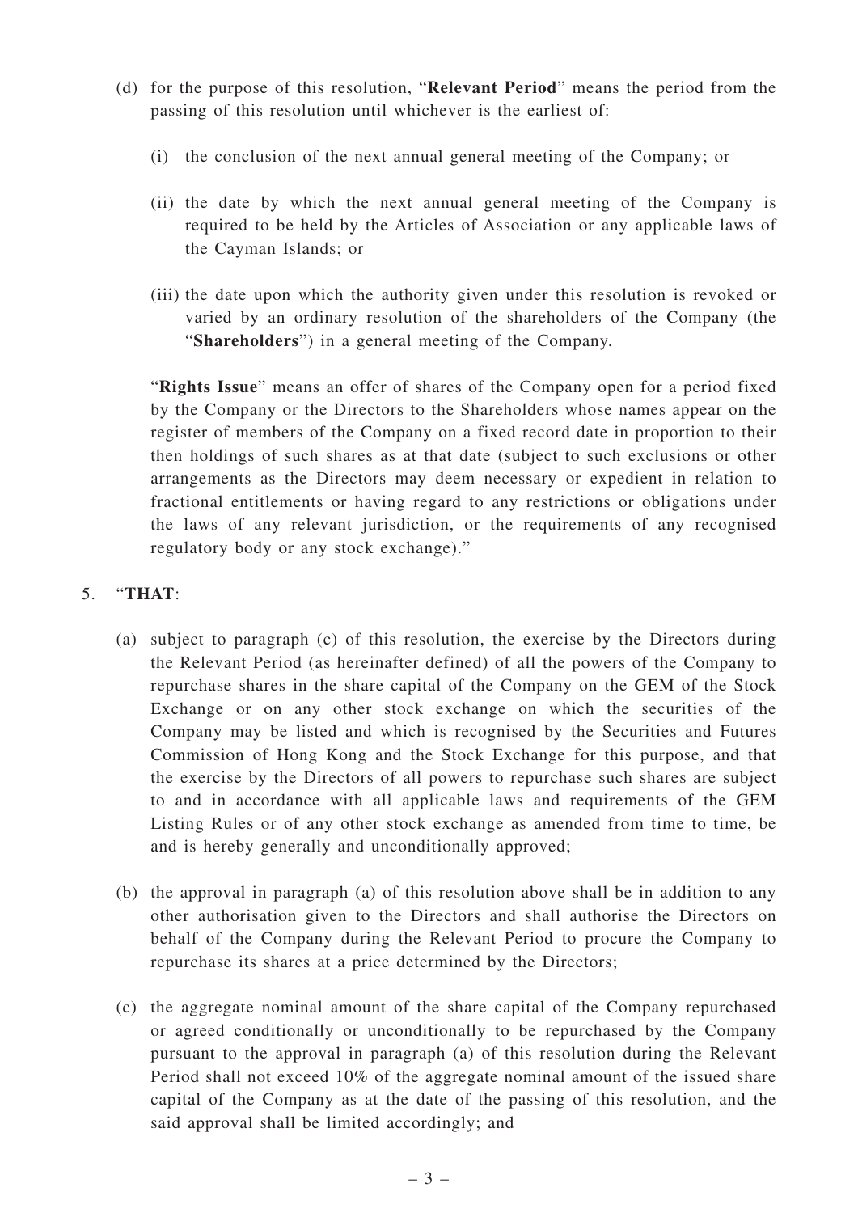(d) for the purpose of this resolution, "**Relevant Period**" means the period from the passing of this resolution until whichever is the earliest of:

(i) the conclusion of the next annual general meeting of the Company; or

(ii) the date by which the next annual general meeting of the Company is required to be held by the Articles of Association or any applicable laws of the Cayman Islands; or

(iii) the date upon which the authority given under this resolution is revoked or varied by an ordinary resolution of the shareholders of the Company (the "**Shareholders**") in a general meeting of the Company.

"**Rights Issue**" means an offer of shares of the Company open for a period fixed by the Company or the Directors to the Shareholders whose names appear on the register of members of the Company on a fixed record date in proportion to their then holdings of such shares as at that date (subject to such exclusions or other arrangements as the Directors may deem necessary or expedient in relation to fractional entitlements or having regard to any restrictions or obligations under the laws of any relevant jurisdiction, or the requirements of any recognised regulatory body or any stock exchange)."

5. "**THAT**:

(a) subject to paragraph (c) of this resolution, the exercise by the Directors during the Relevant Period (as hereinafter defined) of all the powers of the Company to repurchase shares in the share capital of the Company on the GEM of the Stock Exchange or on any other stock exchange on which the securities of the Company may be listed and which is recognised by the Securities and Futures Commission of Hong Kong and the Stock Exchange for this purpose, and that the exercise by the Directors of all powers to repurchase such shares are subject to and in accordance with all applicable laws and requirements of the GEM Listing Rules or of any other stock exchange as amended from time to time, be and is hereby generally and unconditionally approved;

(b) the approval in paragraph (a) of this resolution above shall be in addition to any other authorisation given to the Directors and shall authorise the Directors on behalf of the Company during the Relevant Period to procure the Company to repurchase its shares at a price determined by the Directors;

(c) the aggregate nominal amount of the share capital of the Company repurchased or agreed conditionally or unconditionally to be repurchased by the Company pursuant to the approval in paragraph (a) of this resolution during the Relevant Period shall not exceed 10% of the aggregate nominal amount of the issued share capital of the Company as at the date of the passing of this resolution, and the said approval shall be limited accordingly; and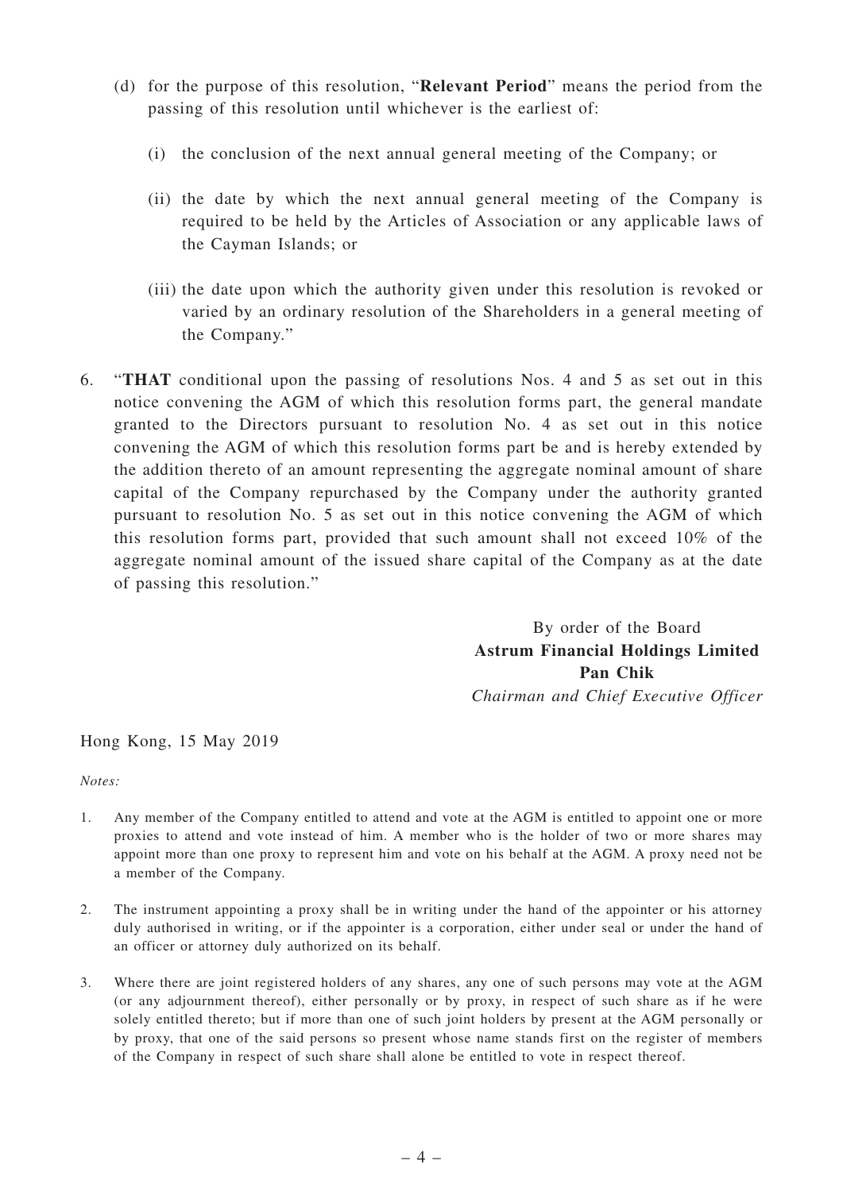(d) for the purpose of this resolution, "**Relevant Period**" means the period from the passing of this resolution until whichever is the earliest of:

   (i) the conclusion of the next annual general meeting of the Company; or

   (ii) the date by which the next annual general meeting of the Company is required to be held by the Articles of Association or any applicable laws of the Cayman Islands; or

   (iii) the date upon which the authority given under this resolution is revoked or varied by an ordinary resolution of the Shareholders in a general meeting of the Company."

6. "**THAT** conditional upon the passing of resolutions Nos. 4 and 5 as set out in this notice convening the AGM of which this resolution forms part, the general mandate granted to the Directors pursuant to resolution No. 4 as set out in this notice convening the AGM of which this resolution forms part be and is hereby extended by the addition thereto of an amount representing the aggregate nominal amount of share capital of the Company repurchased by the Company under the authority granted pursuant to resolution No. 5 as set out in this notice convening the AGM of which this resolution forms part, provided that such amount shall not exceed 10% of the aggregate nominal amount of the issued share capital of the Company as at the date of passing this resolution."

By order of the Board
**Astrum Financial Holdings Limited**
**Pan Chik**
*Chairman and Chief Executive Officer*

Hong Kong, 15 May 2019

*Notes:*

1. Any member of the Company entitled to attend and vote at the AGM is entitled to appoint one or more proxies to attend and vote instead of him. A member who is the holder of two or more shares may appoint more than one proxy to represent him and vote on his behalf at the AGM. A proxy need not be a member of the Company.

2. The instrument appointing a proxy shall be in writing under the hand of the appointer or his attorney duly authorised in writing, or if the appointer is a corporation, either under seal or under the hand of an officer or attorney duly authorized on its behalf.

3. Where there are joint registered holders of any shares, any one of such persons may vote at the AGM (or any adjournment thereof), either personally or by proxy, in respect of such share as if he were solely entitled thereto; but if more than one of such joint holders by present at the AGM personally or by proxy, that one of the said persons so present whose name stands first on the register of members of the Company in respect of such share shall alone be entitled to vote in respect thereof.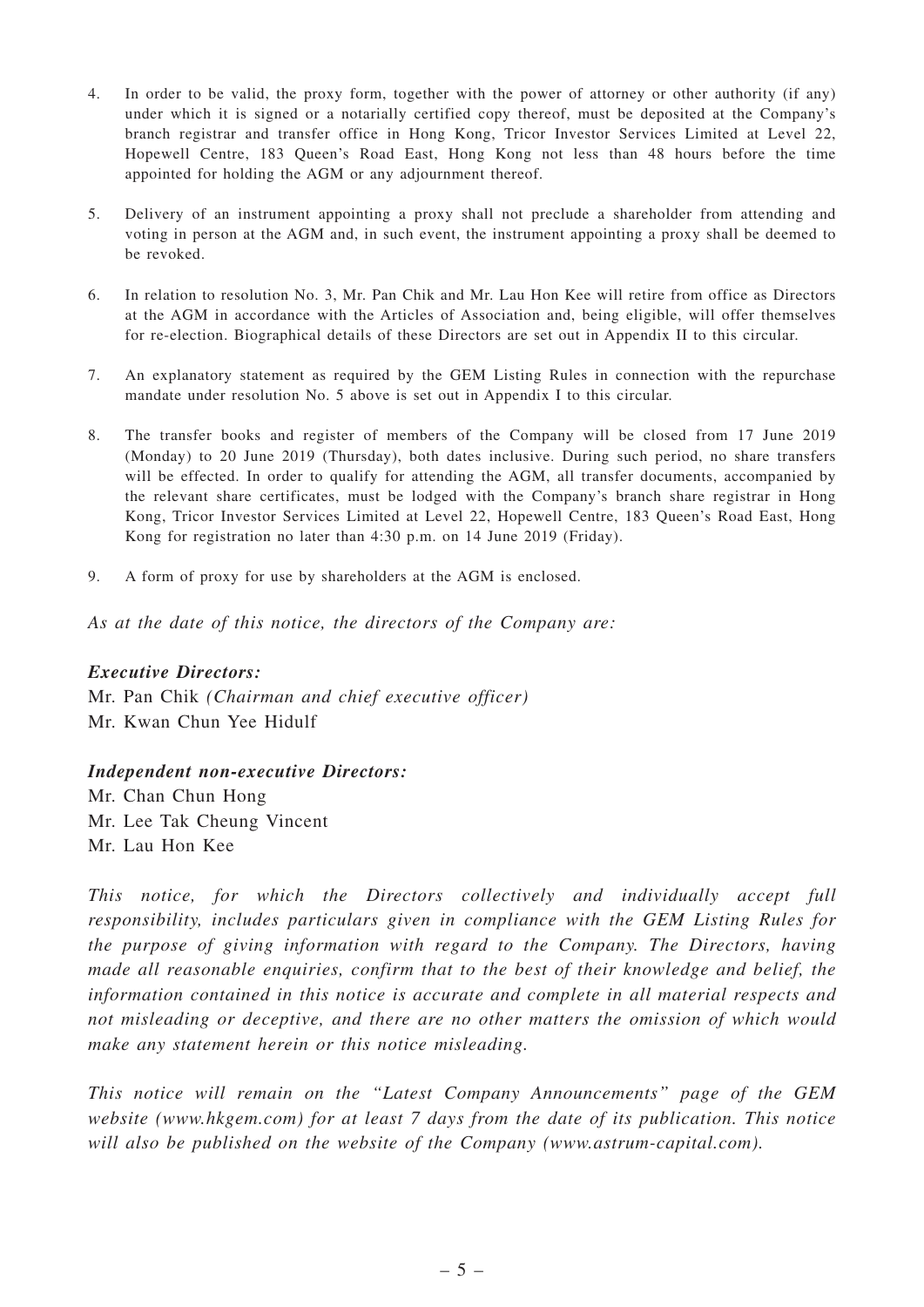4. In order to be valid, the proxy form, together with the power of attorney or other authority (if any) under which it is signed or a notarially certified copy thereof, must be deposited at the Company's branch registrar and transfer office in Hong Kong, Tricor Investor Services Limited at Level 22, Hopewell Centre, 183 Queen's Road East, Hong Kong not less than 48 hours before the time appointed for holding the AGM or any adjournment thereof.

5. Delivery of an instrument appointing a proxy shall not preclude a shareholder from attending and voting in person at the AGM and, in such event, the instrument appointing a proxy shall be deemed to be revoked.

6. In relation to resolution No. 3, Mr. Pan Chik and Mr. Lau Hon Kee will retire from office as Directors at the AGM in accordance with the Articles of Association and, being eligible, will offer themselves for re-election. Biographical details of these Directors are set out in Appendix II to this circular.

7. An explanatory statement as required by the GEM Listing Rules in connection with the repurchase mandate under resolution No. 5 above is set out in Appendix I to this circular.

8. The transfer books and register of members of the Company will be closed from 17 June 2019 (Monday) to 20 June 2019 (Thursday), both dates inclusive. During such period, no share transfers will be effected. In order to qualify for attending the AGM, all transfer documents, accompanied by the relevant share certificates, must be lodged with the Company's branch share registrar in Hong Kong, Tricor Investor Services Limited at Level 22, Hopewell Centre, 183 Queen's Road East, Hong Kong for registration no later than 4:30 p.m. on 14 June 2019 (Friday).

9. A form of proxy for use by shareholders at the AGM is enclosed.

*As at the date of this notice, the directors of the Company are:*

***Executive Directors:***
Mr. Pan Chik *(Chairman and chief executive officer)*
Mr. Kwan Chun Yee Hidulf

***Independent non-executive Directors:***
Mr. Chan Chun Hong
Mr. Lee Tak Cheung Vincent
Mr. Lau Hon Kee

*This notice, for which the Directors collectively and individually accept full responsibility, includes particulars given in compliance with the GEM Listing Rules for the purpose of giving information with regard to the Company. The Directors, having made all reasonable enquiries, confirm that to the best of their knowledge and belief, the information contained in this notice is accurate and complete in all material respects and not misleading or deceptive, and there are no other matters the omission of which would make any statement herein or this notice misleading.*

*This notice will remain on the "Latest Company Announcements" page of the GEM website (www.hkgem.com) for at least 7 days from the date of its publication. This notice will also be published on the website of the Company (www.astrum-capital.com).*